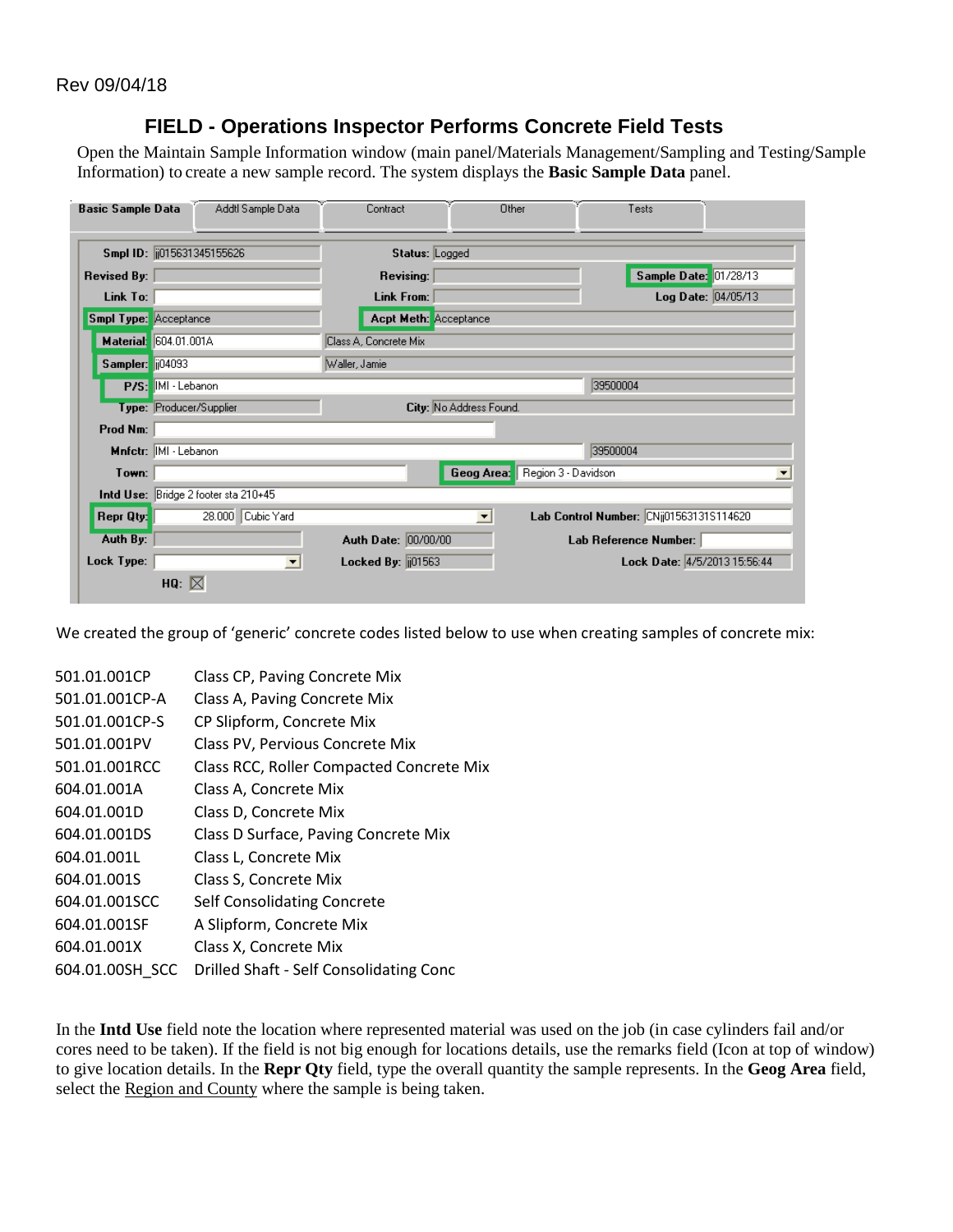Rev 09/04/18

## FIELD - Operations Inspector Performs Concrete Field Tests

Open the Maintain Sample Information window (main panel/Materials Management/Sampling and Testing/Sample Information) to create a new sample record. The system displays the **Basic Sample Data** panel.

We created the group of 'generic' concrete codes listed below to use when creating samples of concrete mix:

| | |
|---|---|
| 501.01.001CP | Class CP, Paving Concrete Mix |
| 501.01.001CP-A | Class A, Paving Concrete Mix |
| 501.01.001CP-S | CP Slipform, Concrete Mix |
| 501.01.001PV | Class PV, Pervious Concrete Mix |
| 501.01.001RCC | Class RCC, Roller Compacted Concrete Mix |
| 604.01.001A | Class A, Concrete Mix |
| 604.01.001D | Class D, Concrete Mix |
| 604.01.001DS | Class D Surface, Paving Concrete Mix |
| 604.01.001L | Class L, Concrete Mix |
| 604.01.001S | Class S, Concrete Mix |
| 604.01.001SCC | Self Consolidating Concrete |
| 604.01.001SF | A Slipform, Concrete Mix |
| 604.01.001X | Class X, Concrete Mix |
| 604.01.00SH_SCC | Drilled Shaft - Self Consolidating Conc |

In the **Intd Use** field note the location where represented material was used on the job (in case cylinders fail and/or cores need to be taken). If the field is not big enough for locations details, use the remarks field (Icon at top of window) to give location details. In the **Repr Qty** field, type the overall quantity the sample represents. In the **Geog Area** field, select the Region and County where the sample is being taken.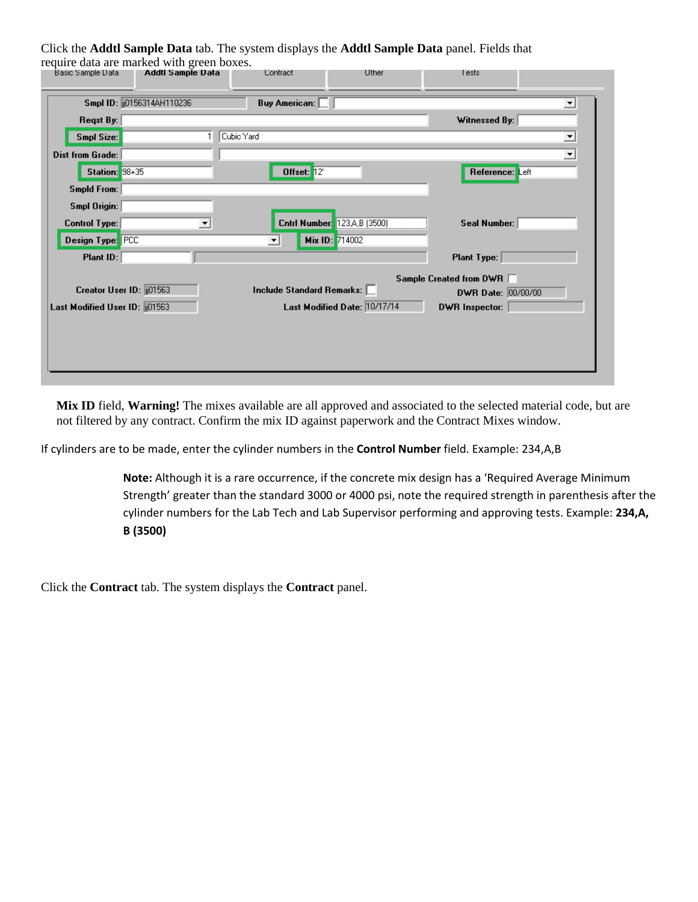Click the **Addtl Sample Data** tab. The system displays the **Addtl Sample Data** panel. Fields that require data are marked with green boxes.

**Mix ID** field, **Warning!** The mixes available are all approved and associated to the selected material code, but are not filtered by any contract. Confirm the mix ID against paperwork and the Contract Mixes window.

If cylinders are to be made, enter the cylinder numbers in the **Control Number** field. Example: 234,A,B

> **Note:** Although it is a rare occurrence, if the concrete mix design has a 'Required Average Minimum Strength' greater than the standard 3000 or 4000 psi, note the required strength in parenthesis after the cylinder numbers for the Lab Tech and Lab Supervisor performing and approving tests. Example: **234,A, B (3500)**

Click the **Contract** tab. The system displays the **Contract** panel.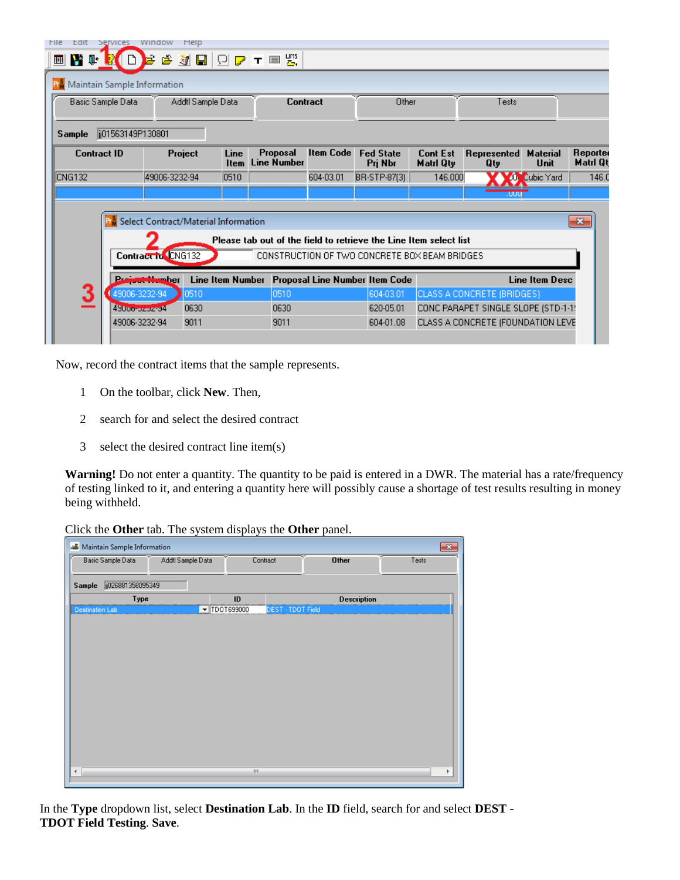Now, record the contract items that the sample represents.

1. On the toolbar, click **New**. Then,
2. search for and select the desired contract
3. select the desired contract line item(s)

**Warning!** Do not enter a quantity. The quantity to be paid is entered in a DWR. The material has a rate/frequency of testing linked to it, and entering a quantity here will possibly cause a shortage of test results resulting in money being withheld.

Click the **Other** tab. The system displays the **Other** panel.

In the **Type** dropdown list, select **Destination Lab**. In the **ID** field, search for and select **DEST - TDOT Field Testing**. **Save**.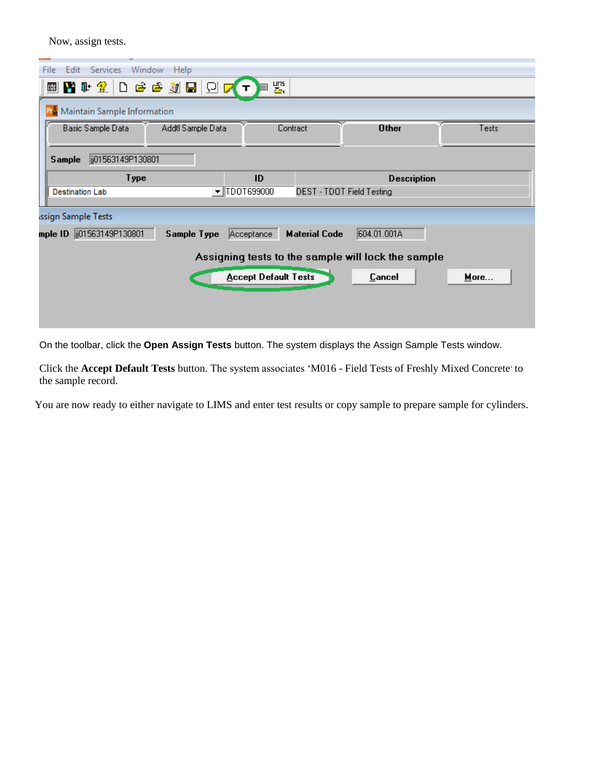Now, assign tests.

File Edit Services Window Help

Maintain Sample Information

Basic Sample Data | Addtl Sample Data | Contract | Other | Tests

Sample jj01563149P130801

| Type | ID | Description |
|---|---|---|
| Destination Lab | TDOT699000 | DEST - TDOT Field Testing |

Assign Sample Tests

Sample ID jj01563149P130801 Sample Type Acceptance Material Code 604.01.001A

Assigning tests to the sample will lock the sample

Accept Default Tests | Cancel | More...

On the toolbar, click the **Open Assign Tests** button. The system displays the Assign Sample Tests window.

Click the **Accept Default Tests** button. The system associates 'M016 - Field Tests of Freshly Mixed Concrete' to the sample record.

You are now ready to either navigate to LIMS and enter test results or copy sample to prepare sample for cylinders.